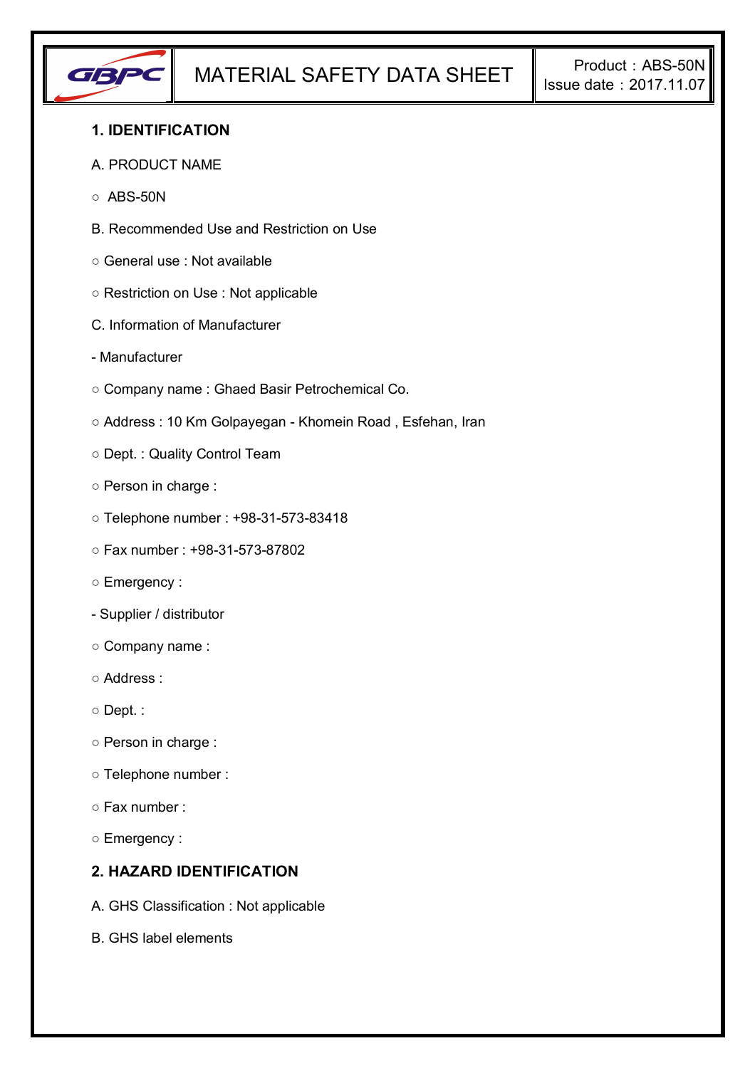# MATERIAL SAFETY DATA SHEET

Product : ABS-50N
Issue date : 2017.11.07

## 1. IDENTIFICATION

A. PRODUCT NAME

○ ABS-50N

B. Recommended Use and Restriction on Use

○ General use : Not available

○ Restriction on Use : Not applicable

C. Information of Manufacturer

- Manufacturer

○ Company name : Ghaed Basir Petrochemical Co.

○ Address : 10 Km Golpayegan - Khomein Road , Esfehan, Iran

○ Dept. : Quality Control Team

○ Person in charge :

○ Telephone number : +98-31-573-83418

○ Fax number : +98-31-573-87802

○ Emergency :

- Supplier / distributor

○ Company name :

○ Address :

○ Dept. :

○ Person in charge :

○ Telephone number :

○ Fax number :

○ Emergency :

## 2. HAZARD IDENTIFICATION

A. GHS Classification : Not applicable

B. GHS label elements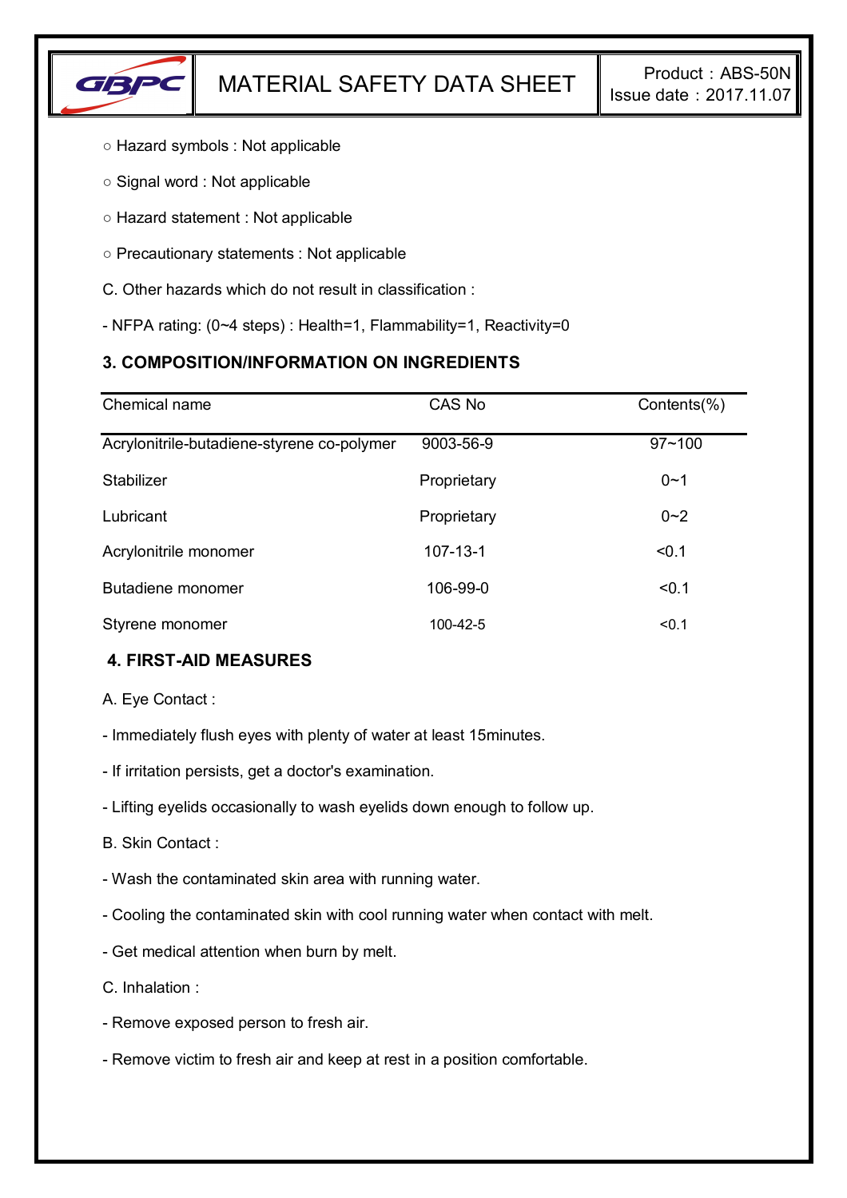○ Hazard symbols : Not applicable

○ Signal word : Not applicable

○ Hazard statement : Not applicable

○ Precautionary statements : Not applicable

C. Other hazards which do not result in classification :

- NFPA rating: (0~4 steps) : Health=1, Flammability=1, Reactivity=0

### 3. COMPOSITION/INFORMATION ON INGREDIENTS

| Chemical name | CAS No | Contents(%) |
|---|---|---|
| Acrylonitrile-butadiene-styrene co-polymer | 9003-56-9 | 97~100 |
| Stabilizer | Proprietary | 0~1 |
| Lubricant | Proprietary | 0~2 |
| Acrylonitrile monomer | 107-13-1 | <0.1 |
| Butadiene monomer | 106-99-0 | <0.1 |
| Styrene monomer | 100-42-5 | <0.1 |

### 4. FIRST-AID MEASURES

A. Eye Contact :

- Immediately flush eyes with plenty of water at least 15minutes.
- If irritation persists, get a doctor's examination.
- Lifting eyelids occasionally to wash eyelids down enough to follow up.

B. Skin Contact :

- Wash the contaminated skin area with running water.
- Cooling the contaminated skin with cool running water when contact with melt.
- Get medical attention when burn by melt.

C. Inhalation :

- Remove exposed person to fresh air.
- Remove victim to fresh air and keep at rest in a position comfortable.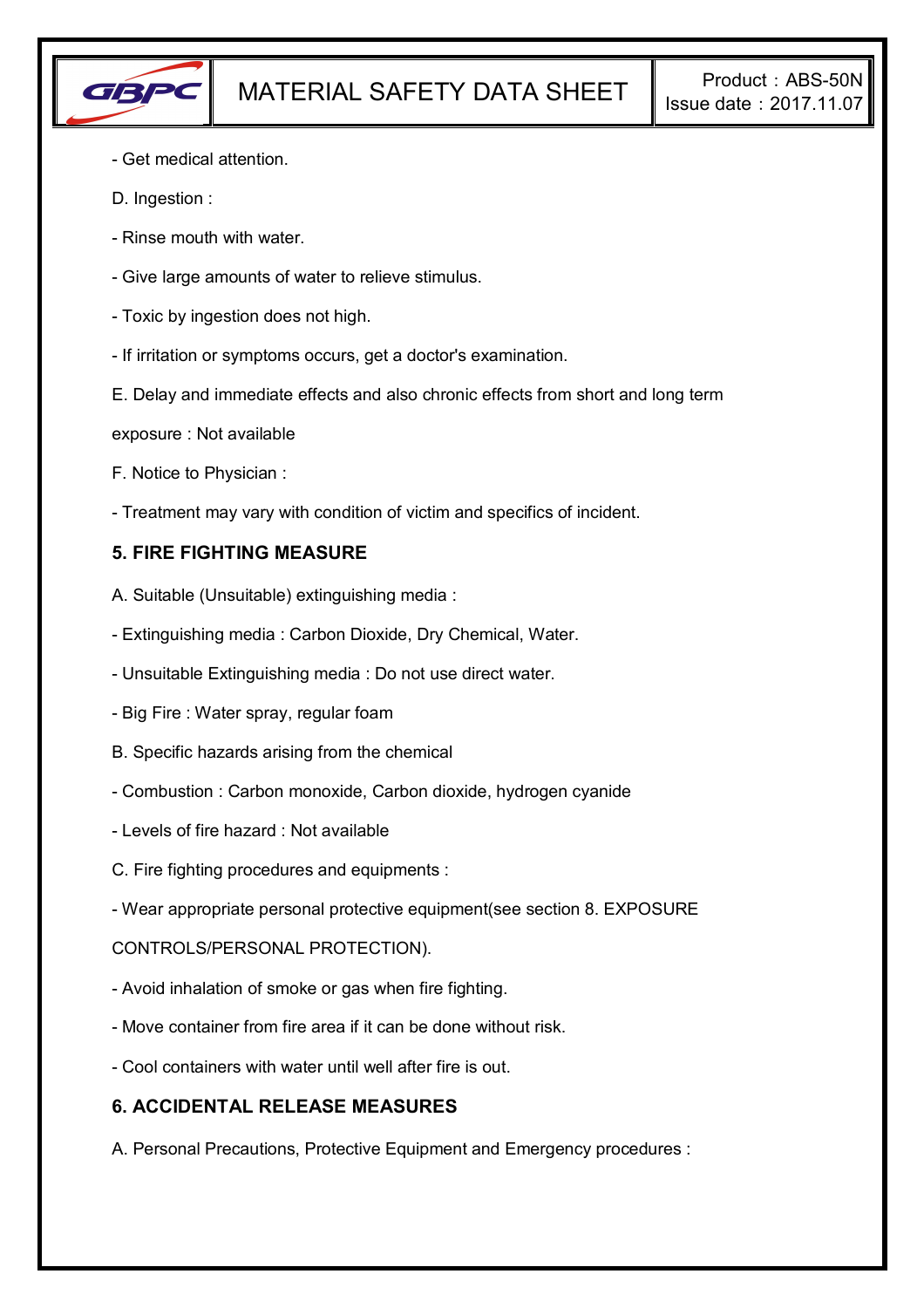- Get medical attention.

D. Ingestion :

- Rinse mouth with water.

- Give large amounts of water to relieve stimulus.

- Toxic by ingestion does not high.

- If irritation or symptoms occurs, get a doctor's examination.

E. Delay and immediate effects and also chronic effects from short and long term exposure : Not available

F. Notice to Physician :

- Treatment may vary with condition of victim and specifics of incident.

## 5. FIRE FIGHTING MEASURE

A. Suitable (Unsuitable) extinguishing media :

- Extinguishing media : Carbon Dioxide, Dry Chemical, Water.

- Unsuitable Extinguishing media : Do not use direct water.

- Big Fire : Water spray, regular foam

B. Specific hazards arising from the chemical

- Combustion : Carbon monoxide, Carbon dioxide, hydrogen cyanide

- Levels of fire hazard : Not available

C. Fire fighting procedures and equipments :

- Wear appropriate personal protective equipment(see section 8. EXPOSURE CONTROLS/PERSONAL PROTECTION).

- Avoid inhalation of smoke or gas when fire fighting.

- Move container from fire area if it can be done without risk.

- Cool containers with water until well after fire is out.

## 6. ACCIDENTAL RELEASE MEASURES

A. Personal Precautions, Protective Equipment and Emergency procedures :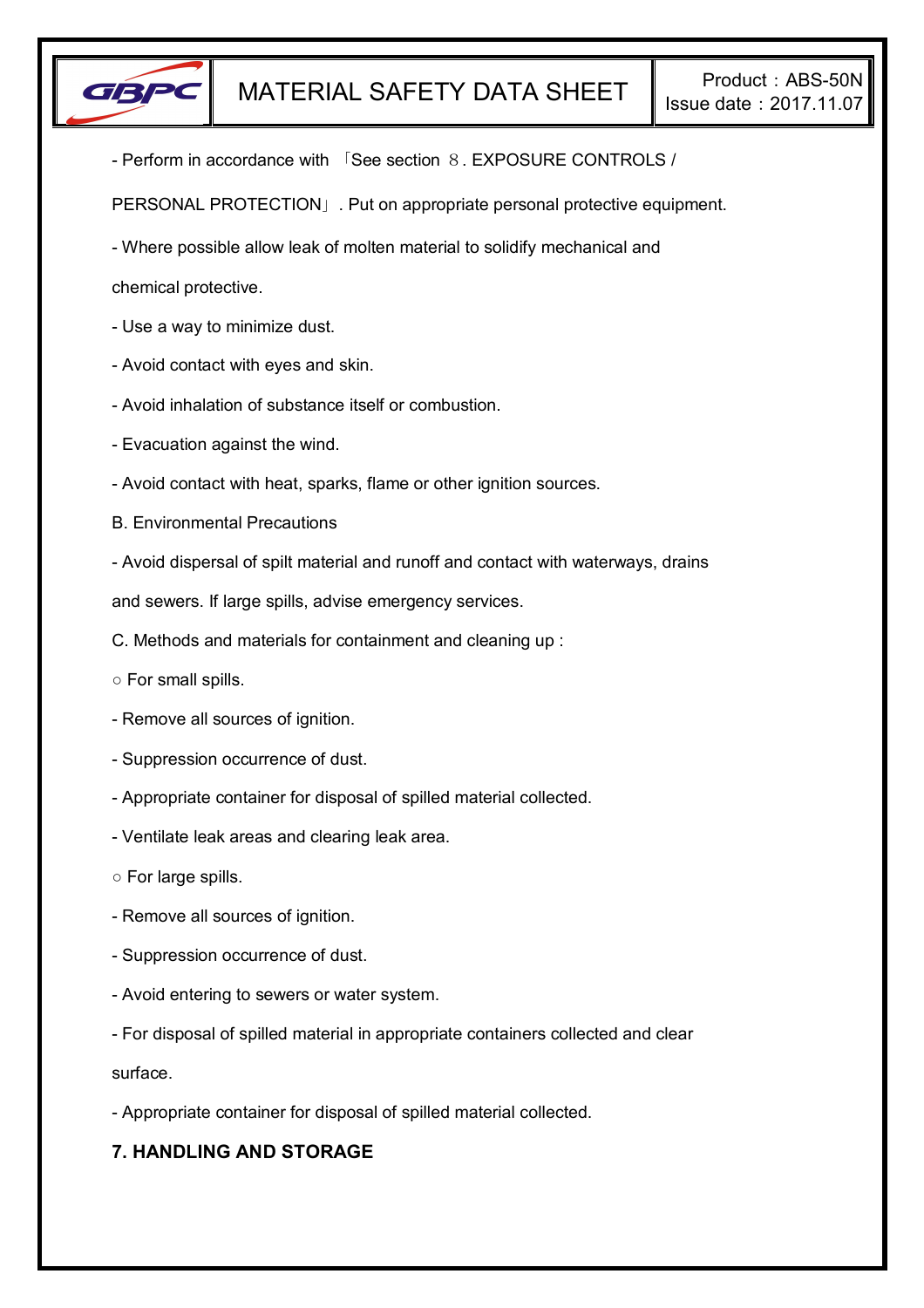- Perform in accordance with 「See section ８. EXPOSURE CONTROLS / PERSONAL PROTECTION」. Put on appropriate personal protective equipment.

- Where possible allow leak of molten material to solidify mechanical and chemical protective.

- Use a way to minimize dust.

- Avoid contact with eyes and skin.

- Avoid inhalation of substance itself or combustion.

- Evacuation against the wind.

- Avoid contact with heat, sparks, flame or other ignition sources.

B. Environmental Precautions

- Avoid dispersal of spilt material and runoff and contact with waterways, drains and sewers. If large spills, advise emergency services.

C. Methods and materials for containment and cleaning up :

○ For small spills.

- Remove all sources of ignition.

- Suppression occurrence of dust.

- Appropriate container for disposal of spilled material collected.

- Ventilate leak areas and clearing leak area.

○ For large spills.

- Remove all sources of ignition.

- Suppression occurrence of dust.

- Avoid entering to sewers or water system.

- For disposal of spilled material in appropriate containers collected and clear surface.

- Appropriate container for disposal of spilled material collected.

## 7. HANDLING AND STORAGE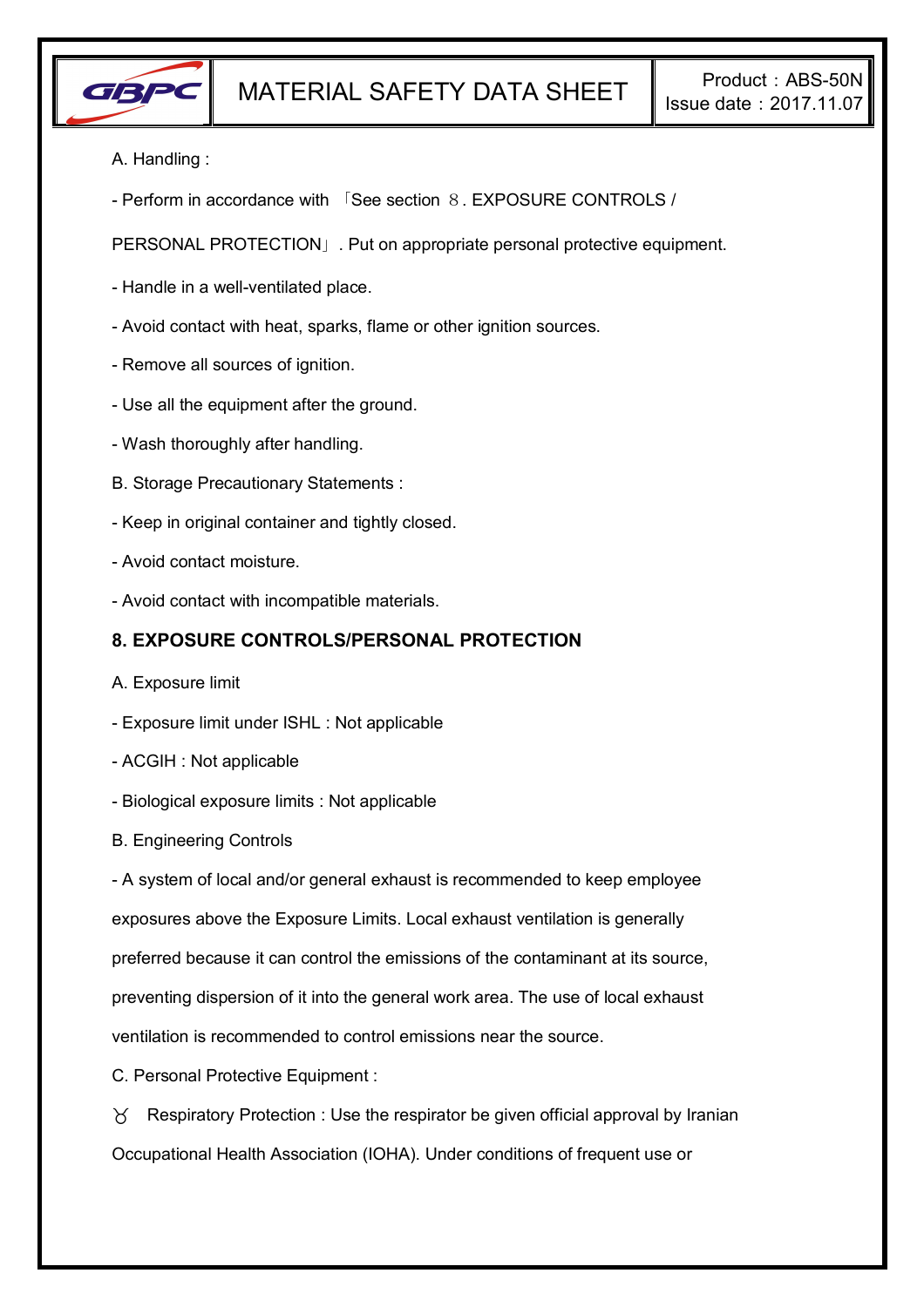A. Handling :

- Perform in accordance with 「See section 8. EXPOSURE CONTROLS / PERSONAL PROTECTION」. Put on appropriate personal protective equipment.

- Handle in a well-ventilated place.

- Avoid contact with heat, sparks, flame or other ignition sources.

- Remove all sources of ignition.

- Use all the equipment after the ground.

- Wash thoroughly after handling.

B. Storage Precautionary Statements :

- Keep in original container and tightly closed.

- Avoid contact moisture.

- Avoid contact with incompatible materials.

## 8. EXPOSURE CONTROLS/PERSONAL PROTECTION

A. Exposure limit

- Exposure limit under ISHL : Not applicable

- ACGIH : Not applicable

- Biological exposure limits : Not applicable

B. Engineering Controls

- A system of local and/or general exhaust is recommended to keep employee exposures above the Exposure Limits. Local exhaust ventilation is generally preferred because it can control the emissions of the contaminant at its source, preventing dispersion of it into the general work area. The use of local exhaust ventilation is recommended to control emissions near the source.

C. Personal Protective Equipment :

♉ Respiratory Protection : Use the respirator be given official approval by Iranian Occupational Health Association (IOHA). Under conditions of frequent use or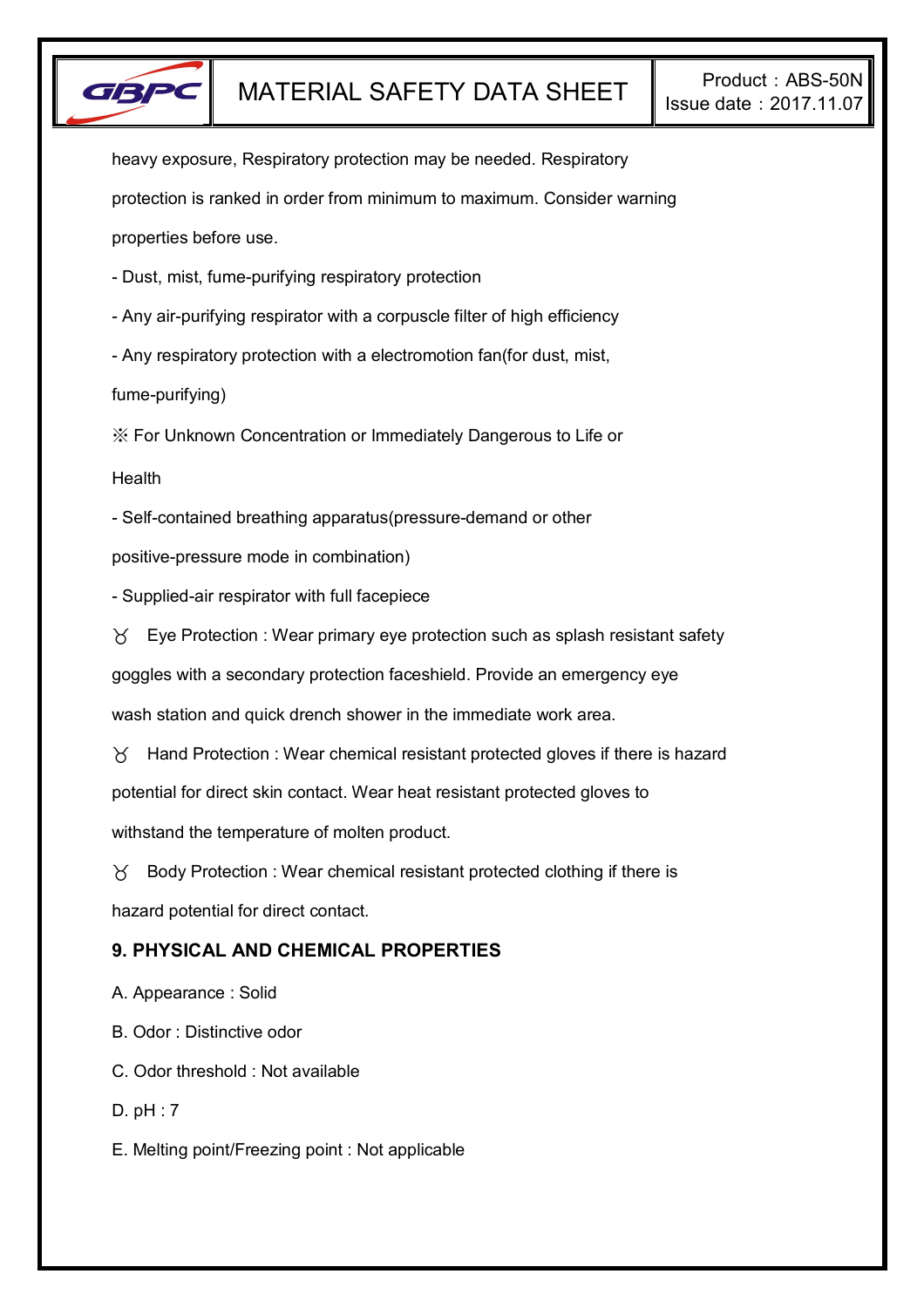heavy exposure, Respiratory protection may be needed. Respiratory protection is ranked in order from minimum to maximum. Consider warning properties before use.

- Dust, mist, fume-purifying respiratory protection
- Any air-purifying respirator with a corpuscle filter of high efficiency
- Any respiratory protection with a electromotion fan(for dust, mist, fume-purifying)

※ For Unknown Concentration or Immediately Dangerous to Life or Health

- Self-contained breathing apparatus(pressure-demand or other positive-pressure mode in combination)
- Supplied-air respirator with full facepiece

♉ Eye Protection : Wear primary eye protection such as splash resistant safety goggles with a secondary protection faceshield. Provide an emergency eye wash station and quick drench shower in the immediate work area.

♉ Hand Protection : Wear chemical resistant protected gloves if there is hazard potential for direct skin contact. Wear heat resistant protected gloves to withstand the temperature of molten product.

♉ Body Protection : Wear chemical resistant protected clothing if there is hazard potential for direct contact.

## 9. PHYSICAL AND CHEMICAL PROPERTIES

A. Appearance : Solid

B. Odor : Distinctive odor

C. Odor threshold : Not available

D. pH : 7

E. Melting point/Freezing point : Not applicable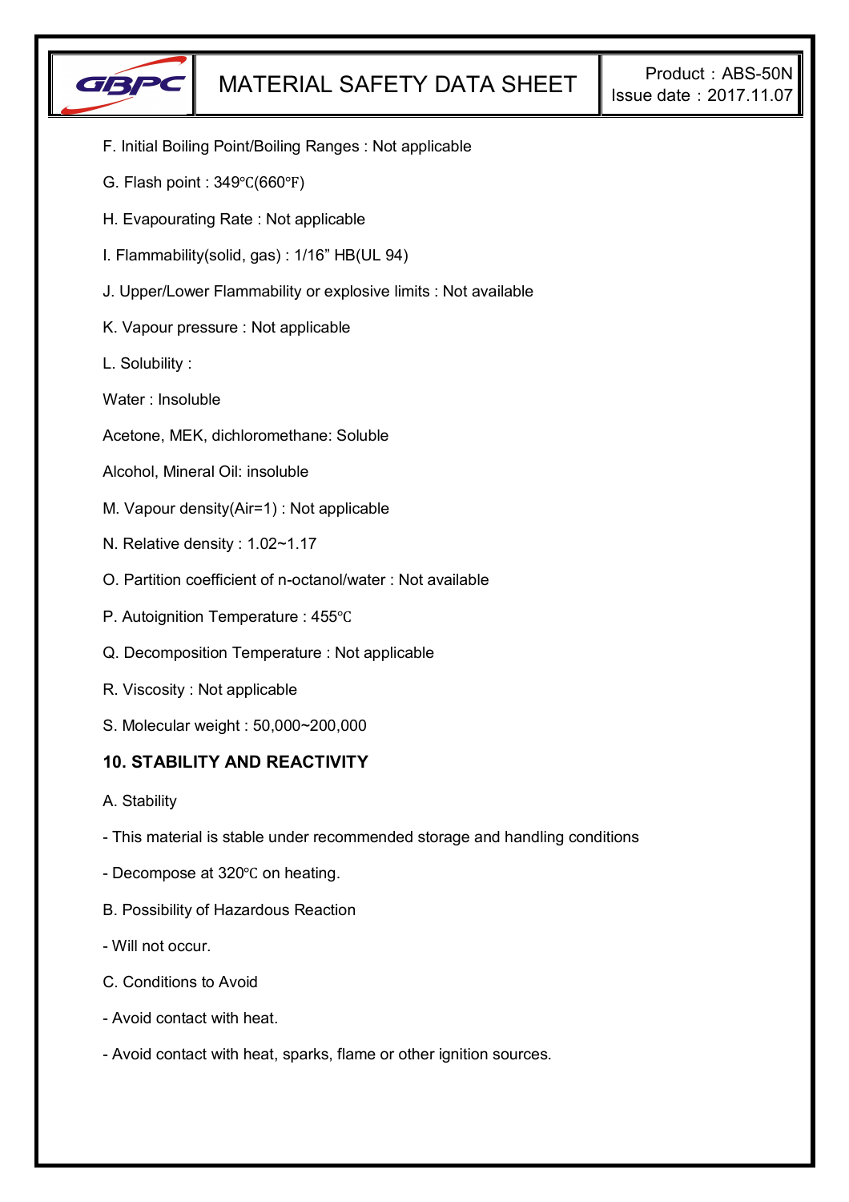F. Initial Boiling Point/Boiling Ranges : Not applicable

G. Flash point : 349℃(660℉)

H. Evapourating Rate : Not applicable

I. Flammability(solid, gas) : 1/16” HB(UL 94)

J. Upper/Lower Flammability or explosive limits : Not available

K. Vapour pressure : Not applicable

L. Solubility :

Water : Insoluble

Acetone, MEK, dichloromethane: Soluble

Alcohol, Mineral Oil: insoluble

M. Vapour density(Air=1) : Not applicable

N. Relative density : 1.02~1.17

O. Partition coefficient of n-octanol/water : Not available

P. Autoignition Temperature : 455℃

Q. Decomposition Temperature : Not applicable

R. Viscosity : Not applicable

S. Molecular weight : 50,000~200,000

## 10. STABILITY AND REACTIVITY

A. Stability

- This material is stable under recommended storage and handling conditions
- Decompose at 320℃ on heating.

B. Possibility of Hazardous Reaction

- Will not occur.

C. Conditions to Avoid

- Avoid contact with heat.
- Avoid contact with heat, sparks, flame or other ignition sources.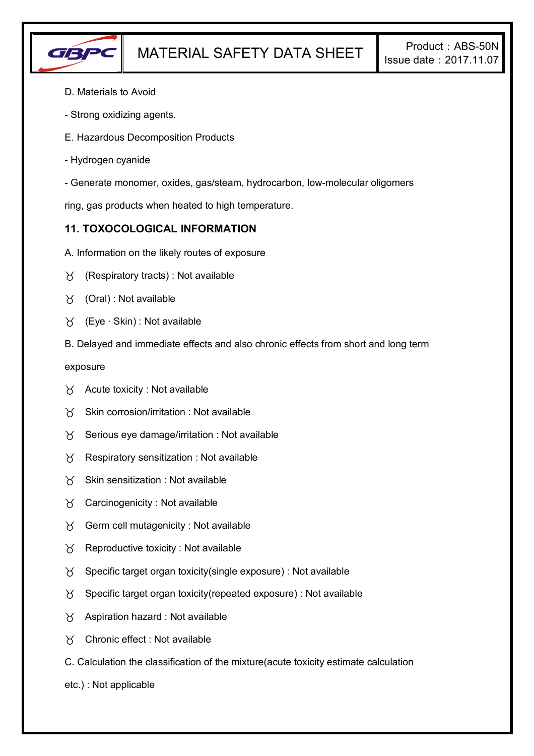D. Materials to Avoid

- Strong oxidizing agents.

E. Hazardous Decomposition Products

- Hydrogen cyanide

- Generate monomer, oxides, gas/steam, hydrocarbon, low-molecular oligomers

ring, gas products when heated to high temperature.

## 11. TOXOCOLOGICAL INFORMATION

A. Information on the likely routes of exposure

- (Respiratory tracts) : Not available
- (Oral) : Not available
- (Eye · Skin) : Not available

B. Delayed and immediate effects and also chronic effects from short and long term exposure

- Acute toxicity : Not available
- Skin corrosion/irritation : Not available
- Serious eye damage/irritation : Not available
- Respiratory sensitization : Not available
- Skin sensitization : Not available
- Carcinogenicity : Not available
- Germ cell mutagenicity : Not available
- Reproductive toxicity : Not available
- Specific target organ toxicity(single exposure) : Not available
- Specific target organ toxicity(repeated exposure) : Not available
- Aspiration hazard : Not available
- Chronic effect : Not available

C. Calculation the classification of the mixture(acute toxicity estimate calculation etc.) : Not applicable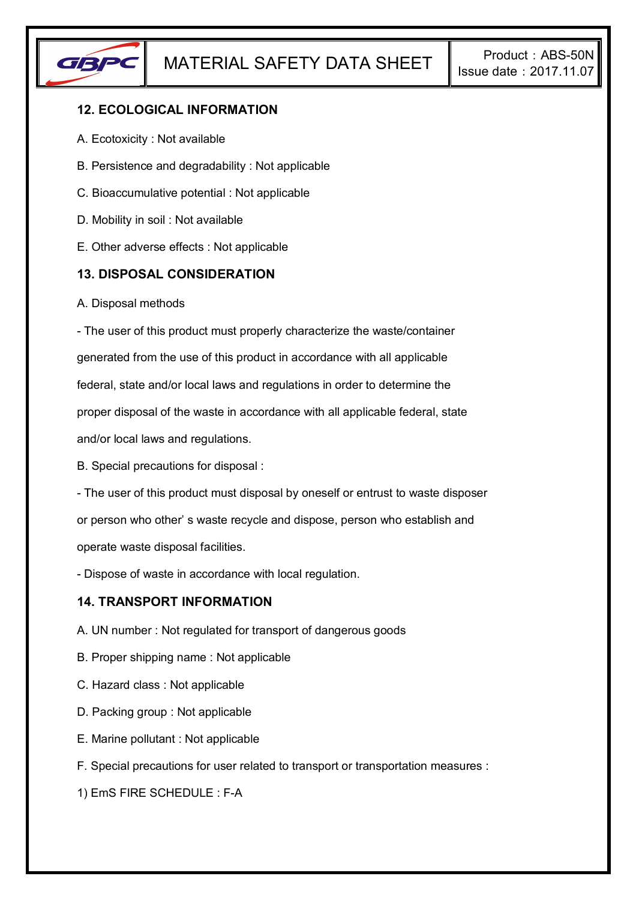## 12. ECOLOGICAL INFORMATION

A. Ecotoxicity : Not available

B. Persistence and degradability : Not applicable

C. Bioaccumulative potential : Not applicable

D. Mobility in soil : Not available

E. Other adverse effects : Not applicable

## 13. DISPOSAL CONSIDERATION

A. Disposal methods

- The user of this product must properly characterize the waste/container generated from the use of this product in accordance with all applicable federal, state and/or local laws and regulations in order to determine the proper disposal of the waste in accordance with all applicable federal, state and/or local laws and regulations.

B. Special precautions for disposal :

- The user of this product must disposal by oneself or entrust to waste disposer or person who other' s waste recycle and dispose, person who establish and operate waste disposal facilities.
- Dispose of waste in accordance with local regulation.

## 14. TRANSPORT INFORMATION

A. UN number : Not regulated for transport of dangerous goods

B. Proper shipping name : Not applicable

C. Hazard class : Not applicable

D. Packing group : Not applicable

E. Marine pollutant : Not applicable

F. Special precautions for user related to transport or transportation measures :

1) EmS FIRE SCHEDULE : F-A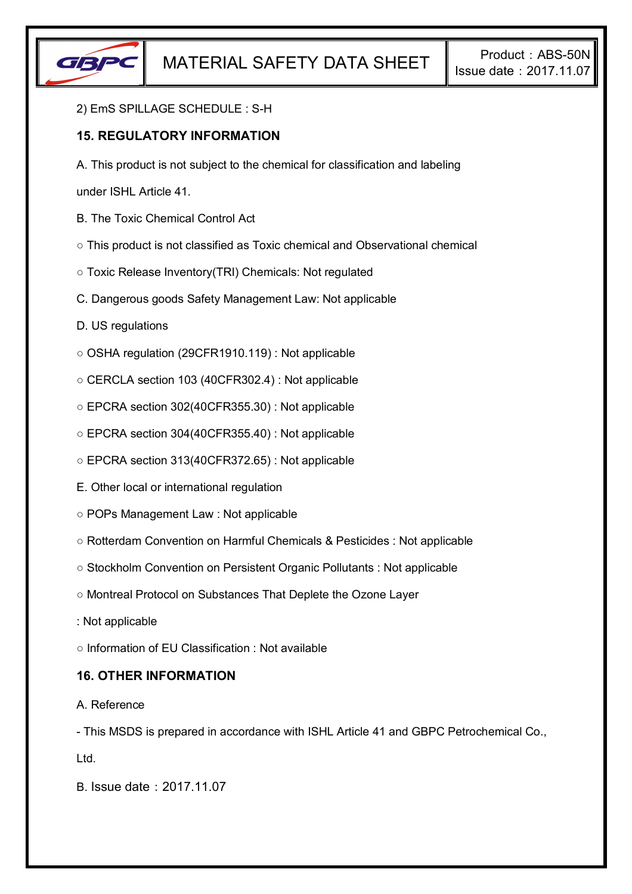2) EmS SPILLAGE SCHEDULE : S-H

## 15. REGULATORY INFORMATION

A. This product is not subject to the chemical for classification and labeling under ISHL Article 41.

B. The Toxic Chemical Control Act

○ This product is not classified as Toxic chemical and Observational chemical

○ Toxic Release Inventory(TRI) Chemicals: Not regulated

C. Dangerous goods Safety Management Law: Not applicable

D. US regulations

○ OSHA regulation (29CFR1910.119) : Not applicable

○ CERCLA section 103 (40CFR302.4) : Not applicable

○ EPCRA section 302(40CFR355.30) : Not applicable

○ EPCRA section 304(40CFR355.40) : Not applicable

○ EPCRA section 313(40CFR372.65) : Not applicable

E. Other local or international regulation

○ POPs Management Law : Not applicable

○ Rotterdam Convention on Harmful Chemicals & Pesticides : Not applicable

○ Stockholm Convention on Persistent Organic Pollutants : Not applicable

○ Montreal Protocol on Substances That Deplete the Ozone Layer

: Not applicable

○ Information of EU Classification : Not available

## 16. OTHER INFORMATION

A. Reference

- This MSDS is prepared in accordance with ISHL Article 41 and GBPC Petrochemical Co., Ltd.

B. Issue date：2017.11.07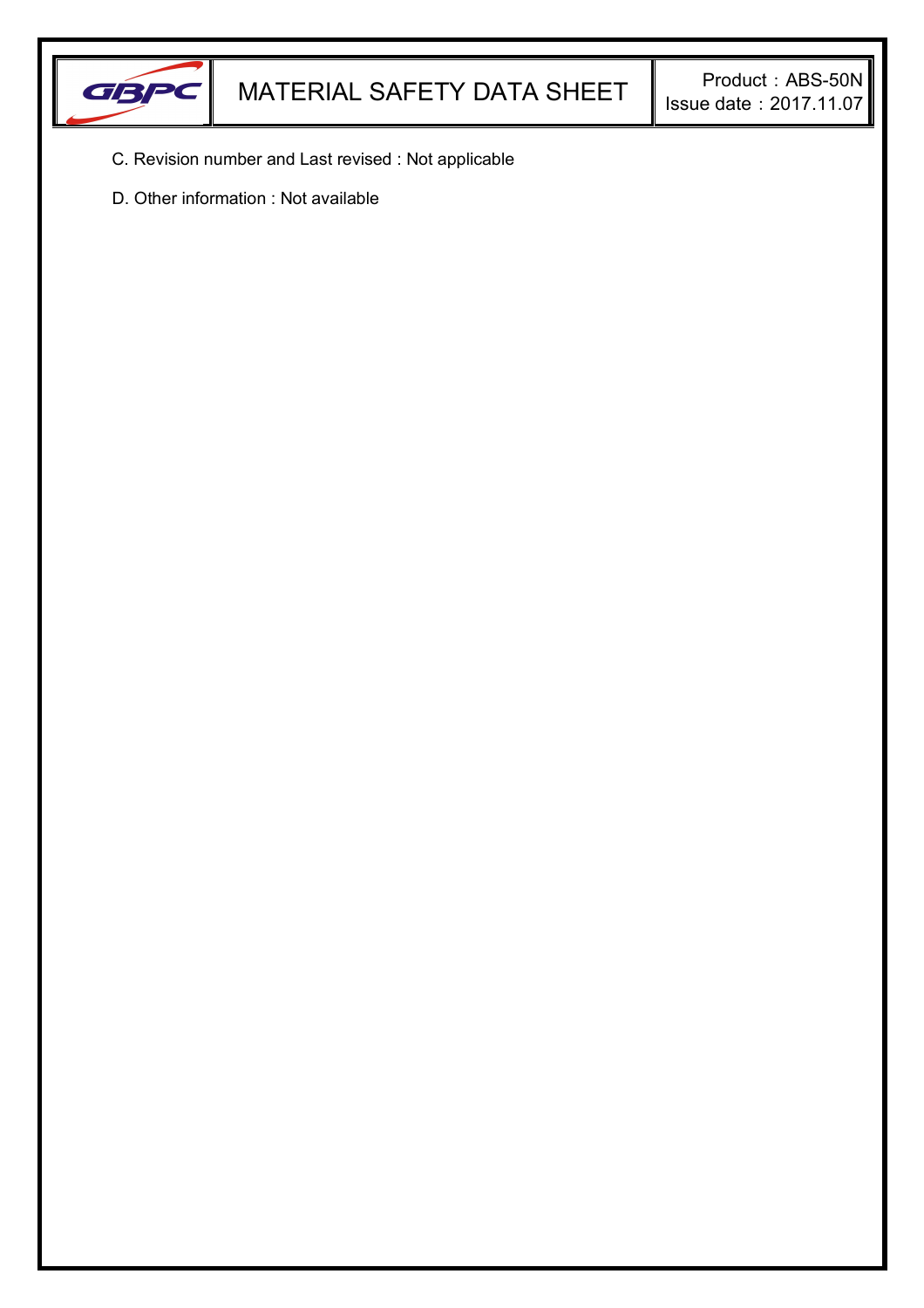C. Revision number and Last revised : Not applicable

D. Other information : Not available